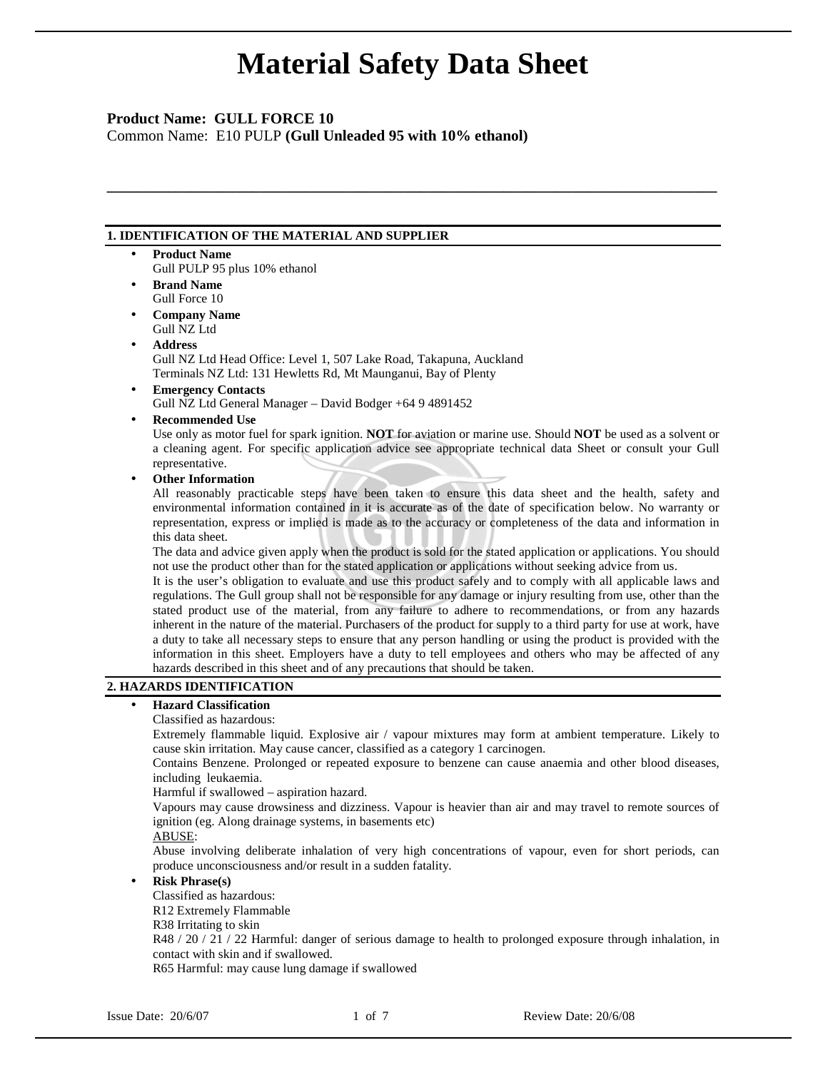# Material Safety Data Sheet

**Product Name: GULL FORCE 10**

Common Name: E10 PULP **(Gull Unleaded 95 with 10% ethanol)**

---

## 1. IDENTIFICATION OF THE MATERIAL AND SUPPLIER

- **Product Name**
  Gull PULP 95 plus 10% ethanol
- **Brand Name**
  Gull Force 10
- **Company Name**
  Gull NZ Ltd
- **Address**
  Gull NZ Ltd Head Office: Level 1, 507 Lake Road, Takapuna, Auckland
  Terminals NZ Ltd: 131 Hewletts Rd, Mt Maunganui, Bay of Plenty
- **Emergency Contacts**
  Gull NZ Ltd General Manager – David Bodger +64 9 4891452
- **Recommended Use**
  Use only as motor fuel for spark ignition. **NOT** for aviation or marine use. Should **NOT** be used as a solvent or a cleaning agent. For specific application advice see appropriate technical data Sheet or consult your Gull representative.
- **Other Information**
  All reasonably practicable steps have been taken to ensure this data sheet and the health, safety and environmental information contained in it is accurate as of the date of specification below. No warranty or representation, express or implied is made as to the accuracy or completeness of the data and information in this data sheet.
  The data and advice given apply when the product is sold for the stated application or applications. You should not use the product other than for the stated application or applications without seeking advice from us.
  It is the user's obligation to evaluate and use this product safely and to comply with all applicable laws and regulations. The Gull group shall not be responsible for any damage or injury resulting from use, other than the stated product use of the material, from any failure to adhere to recommendations, or from any hazards inherent in the nature of the material. Purchasers of the product for supply to a third party for use at work, have a duty to take all necessary steps to ensure that any person handling or using the product is provided with the information in this sheet. Employers have a duty to tell employees and others who may be affected of any hazards described in this sheet and of any precautions that should be taken.

## 2. HAZARDS IDENTIFICATION

- **Hazard Classification**
  Classified as hazardous:
  Extremely flammable liquid. Explosive air / vapour mixtures may form at ambient temperature. Likely to cause skin irritation. May cause cancer, classified as a category 1 carcinogen.
  Contains Benzene. Prolonged or repeated exposure to benzene can cause anaemia and other blood diseases, including leukaemia.
  Harmful if swallowed – aspiration hazard.
  Vapours may cause drowsiness and dizziness. Vapour is heavier than air and may travel to remote sources of ignition (eg. Along drainage systems, in basements etc)
  ABUSE:
  Abuse involving deliberate inhalation of very high concentrations of vapour, even for short periods, can produce unconsciousness and/or result in a sudden fatality.
- **Risk Phrase(s)**
  Classified as hazardous:
  R12 Extremely Flammable
  R38 Irritating to skin
  R48 / 20 / 21 / 22 Harmful: danger of serious damage to health to prolonged exposure through inhalation, in contact with skin and if swallowed.
  R65 Harmful: may cause lung damage if swallowed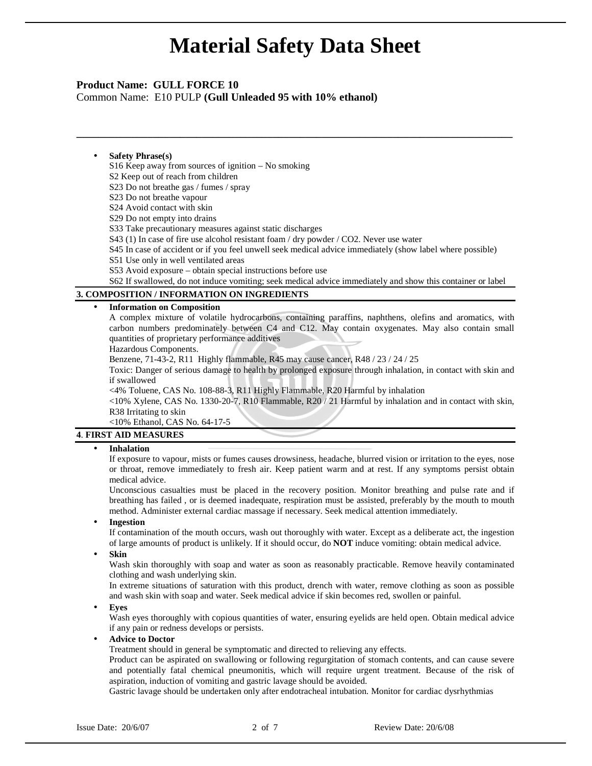# Material Safety Data Sheet

**Product Name: GULL FORCE 10**
Common Name: E10 PULP **(Gull Unleaded 95 with 10% ethanol)**

---

- **Safety Phrase(s)**
  S16 Keep away from sources of ignition – No smoking
  S2 Keep out of reach from children
  S23 Do not breathe gas / fumes / spray
  S23 Do not breathe vapour
  S24 Avoid contact with skin
  S29 Do not empty into drains
  S33 Take precautionary measures against static discharges
  S43 (1) In case of fire use alcohol resistant foam / dry powder / CO2. Never use water
  S45 In case of accident or if you feel unwell seek medical advice immediately (show label where possible)
  S51 Use only in well ventilated areas
  S53 Avoid exposure – obtain special instructions before use
  S62 If swallowed, do not induce vomiting; seek medical advice immediately and show this container or label

## 3. COMPOSITION / INFORMATION ON INGREDIENTS

- **Information on Composition**
  A complex mixture of volatile hydrocarbons, containing paraffins, naphthens, olefins and aromatics, with carbon numbers predominately between C4 and C12. May contain oxygenates. May also contain small quantities of proprietary performance additives
  Hazardous Components.
  Benzene, 71-43-2, R11 Highly flammable, R45 may cause cancer, R48 / 23 / 24 / 25
  Toxic: Danger of serious damage to health by prolonged exposure through inhalation, in contact with skin and if swallowed
  <4% Toluene, CAS No. 108-88-3, R11 Highly Flammable, R20 Harmful by inhalation
  <10% Xylene, CAS No. 1330-20-7, R10 Flammable, R20 / 21 Harmful by inhalation and in contact with skin, R38 Irritating to skin
  <10% Ethanol, CAS No. 64-17-5

## 4. FIRST AID MEASURES

- **Inhalation**
  If exposure to vapour, mists or fumes causes drowsiness, headache, blurred vision or irritation to the eyes, nose or throat, remove immediately to fresh air. Keep patient warm and at rest. If any symptoms persist obtain medical advice.
  Unconscious casualties must be placed in the recovery position. Monitor breathing and pulse rate and if breathing has failed , or is deemed inadequate, respiration must be assisted, preferably by the mouth to mouth method. Administer external cardiac massage if necessary. Seek medical attention immediately.
- **Ingestion**
  If contamination of the mouth occurs, wash out thoroughly with water. Except as a deliberate act, the ingestion of large amounts of product is unlikely. If it should occur, do **NOT** induce vomiting: obtain medical advice.
- **Skin**
  Wash skin thoroughly with soap and water as soon as reasonably practicable. Remove heavily contaminated clothing and wash underlying skin.
  In extreme situations of saturation with this product, drench with water, remove clothing as soon as possible and wash skin with soap and water. Seek medical advice if skin becomes red, swollen or painful.
- **Eyes**
  Wash eyes thoroughly with copious quantities of water, ensuring eyelids are held open. Obtain medical advice if any pain or redness develops or persists.
- **Advice to Doctor**
  Treatment should in general be symptomatic and directed to relieving any effects.
  Product can be aspirated on swallowing or following regurgitation of stomach contents, and can cause severe and potentially fatal chemical pneumonitis, which will require urgent treatment. Because of the risk of aspiration, induction of vomiting and gastric lavage should be avoided.
  Gastric lavage should be undertaken only after endotracheal intubation. Monitor for cardiac dysrhythmias

Issue Date: 20/6/07 Review Date: 20/6/08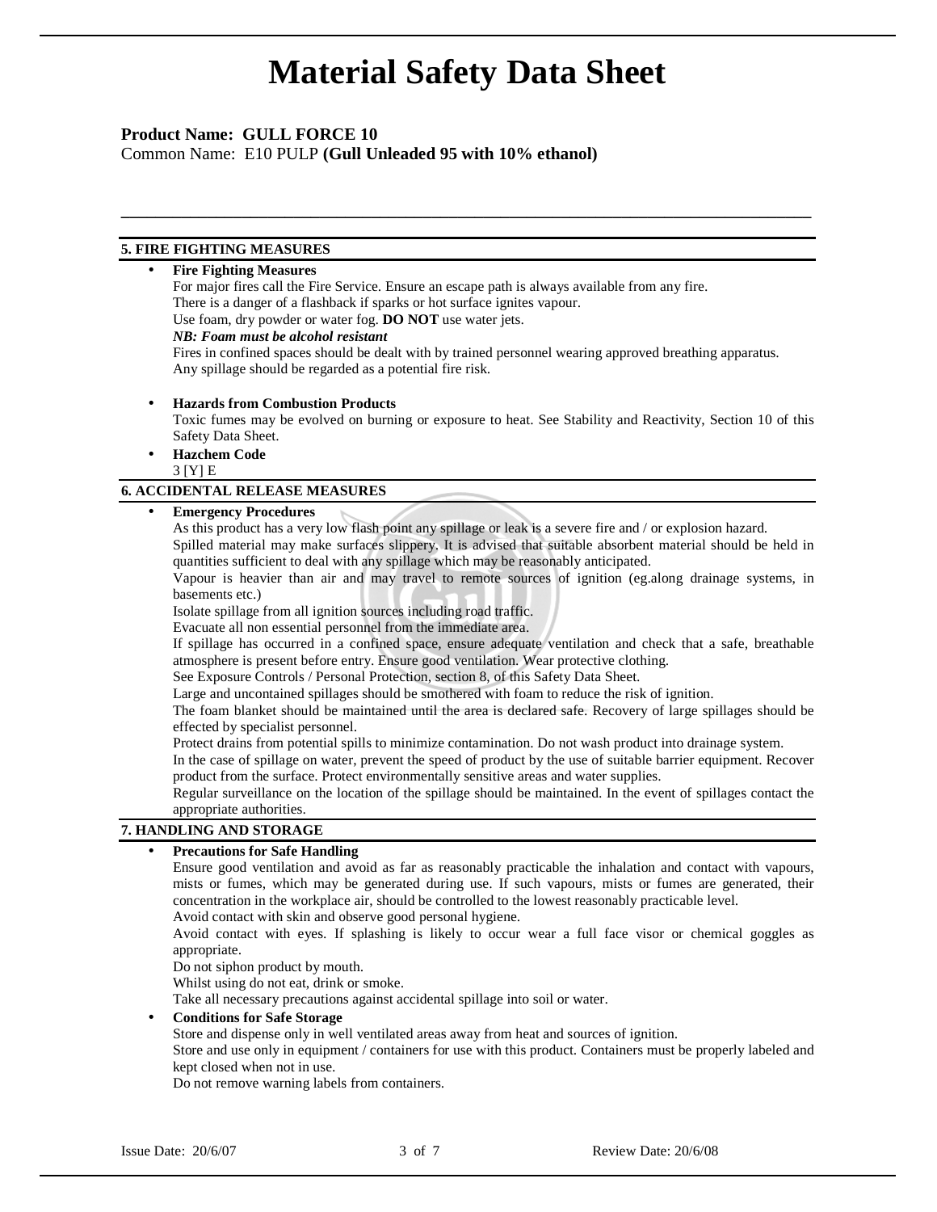# Material Safety Data Sheet

**Product Name: GULL FORCE 10**
Common Name: E10 PULP **(Gull Unleaded 95 with 10% ethanol)**

## 5. FIRE FIGHTING MEASURES

- **Fire Fighting Measures**
  For major fires call the Fire Service. Ensure an escape path is always available from any fire.
  There is a danger of a flashback if sparks or hot surface ignites vapour.
  Use foam, dry powder or water fog. **DO NOT** use water jets.
  ***NB: Foam must be alcohol resistant***
  Fires in confined spaces should be dealt with by trained personnel wearing approved breathing apparatus.
  Any spillage should be regarded as a potential fire risk.

- **Hazards from Combustion Products**
  Toxic fumes may be evolved on burning or exposure to heat. See Stability and Reactivity, Section 10 of this Safety Data Sheet.
- **Hazchem Code**
  3 [Y] E

## 6. ACCIDENTAL RELEASE MEASURES

- **Emergency Procedures**
  As this product has a very low flash point any spillage or leak is a severe fire and / or explosion hazard.
  Spilled material may make surfaces slippery. It is advised that suitable absorbent material should be held in quantities sufficient to deal with any spillage which may be reasonably anticipated.
  Vapour is heavier than air and may travel to remote sources of ignition (eg.along drainage systems, in basements etc.)
  Isolate spillage from all ignition sources including road traffic.
  Evacuate all non essential personnel from the immediate area.
  If spillage has occurred in a confined space, ensure adequate ventilation and check that a safe, breathable atmosphere is present before entry. Ensure good ventilation. Wear protective clothing.
  See Exposure Controls / Personal Protection, section 8, of this Safety Data Sheet.
  Large and uncontained spillages should be smothered with foam to reduce the risk of ignition.
  The foam blanket should be maintained until the area is declared safe. Recovery of large spillages should be effected by specialist personnel.
  Protect drains from potential spills to minimize contamination. Do not wash product into drainage system.
  In the case of spillage on water, prevent the speed of product by the use of suitable barrier equipment. Recover product from the surface. Protect environmentally sensitive areas and water supplies.
  Regular surveillance on the location of the spillage should be maintained. In the event of spillages contact the appropriate authorities.

## 7. HANDLING AND STORAGE

- **Precautions for Safe Handling**
  Ensure good ventilation and avoid as far as reasonably practicable the inhalation and contact with vapours, mists or fumes, which may be generated during use. If such vapours, mists or fumes are generated, their concentration in the workplace air, should be controlled to the lowest reasonably practicable level.
  Avoid contact with skin and observe good personal hygiene.
  Avoid contact with eyes. If splashing is likely to occur wear a full face visor or chemical goggles as appropriate.
  Do not siphon product by mouth.
  Whilst using do not eat, drink or smoke.
  Take all necessary precautions against accidental spillage into soil or water.
- **Conditions for Safe Storage**
  Store and dispense only in well ventilated areas away from heat and sources of ignition.
  Store and use only in equipment / containers for use with this product. Containers must be properly labeled and kept closed when not in use.
  Do not remove warning labels from containers.

Issue Date: 20/6/07 Review Date: 20/6/08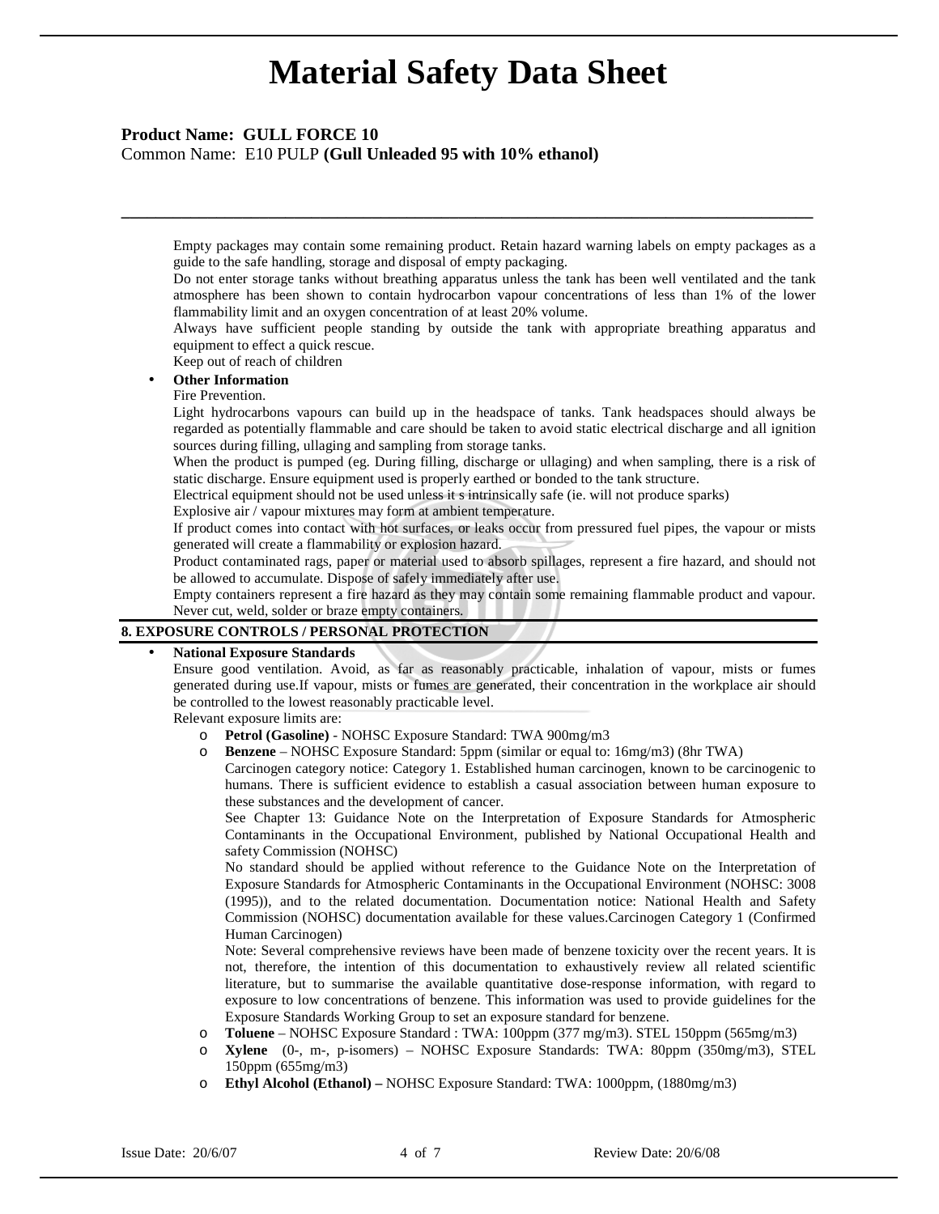# Material Safety Data Sheet

**Product Name: GULL FORCE 10**
Common Name: E10 PULP **(Gull Unleaded 95 with 10% ethanol)**

---

Empty packages may contain some remaining product. Retain hazard warning labels on empty packages as a guide to the safe handling, storage and disposal of empty packaging.
Do not enter storage tanks without breathing apparatus unless the tank has been well ventilated and the tank atmosphere has been shown to contain hydrocarbon vapour concentrations of less than 1% of the lower flammability limit and an oxygen concentration of at least 20% volume.
Always have sufficient people standing by outside the tank with appropriate breathing apparatus and equipment to effect a quick rescue.
Keep out of reach of children

- **Other Information**

  Fire Prevention.
  Light hydrocarbons vapours can build up in the headspace of tanks. Tank headspaces should always be regarded as potentially flammable and care should be taken to avoid static electrical discharge and all ignition sources during filling, ullaging and sampling from storage tanks.
  When the product is pumped (eg. During filling, discharge or ullaging) and when sampling, there is a risk of static discharge. Ensure equipment used is properly earthed or bonded to the tank structure.
  Electrical equipment should not be used unless it s intrinsically safe (ie. will not produce sparks)
  Explosive air / vapour mixtures may form at ambient temperature.
  If product comes into contact with hot surfaces, or leaks occur from pressured fuel pipes, the vapour or mists generated will create a flammability or explosion hazard.
  Product contaminated rags, paper or material used to absorb spillages, represent a fire hazard, and should not be allowed to accumulate. Dispose of safely immediately after use.
  Empty containers represent a fire hazard as they may contain some remaining flammable product and vapour. Never cut, weld, solder or braze empty containers.

## 8. EXPOSURE CONTROLS / PERSONAL PROTECTION

- **National Exposure Standards**

  Ensure good ventilation. Avoid, as far as reasonably practicable, inhalation of vapour, mists or fumes generated during use.If vapour, mists or fumes are generated, their concentration in the workplace air should be controlled to the lowest reasonably practicable level.
  Relevant exposure limits are:

  - **Petrol (Gasoline)** - NOHSC Exposure Standard: TWA 900mg/m3
  - **Benzene** – NOHSC Exposure Standard: 5ppm (similar or equal to: 16mg/m3) (8hr TWA)
    Carcinogen category notice: Category 1. Established human carcinogen, known to be carcinogenic to humans. There is sufficient evidence to establish a casual association between human exposure to these substances and the development of cancer.
    See Chapter 13: Guidance Note on the Interpretation of Exposure Standards for Atmospheric Contaminants in the Occupational Environment, published by National Occupational Health and safety Commission (NOHSC)
    No standard should be applied without reference to the Guidance Note on the Interpretation of Exposure Standards for Atmospheric Contaminants in the Occupational Environment (NOHSC: 3008 (1995)), and to the related documentation. Documentation notice: National Health and Safety Commission (NOHSC) documentation available for these values.Carcinogen Category 1 (Confirmed Human Carcinogen)
    Note: Several comprehensive reviews have been made of benzene toxicity over the recent years. It is not, therefore, the intention of this documentation to exhaustively review all related scientific literature, but to summarise the available quantitative dose-response information, with regard to exposure to low concentrations of benzene. This information was used to provide guidelines for the Exposure Standards Working Group to set an exposure standard for benzene.
  - **Toluene** – NOHSC Exposure Standard : TWA: 100ppm (377 mg/m3). STEL 150ppm (565mg/m3)
  - **Xylene** (0-, m-, p-isomers) – NOHSC Exposure Standards: TWA: 80ppm (350mg/m3), STEL 150ppm (655mg/m3)
  - **Ethyl Alcohol (Ethanol) –** NOHSC Exposure Standard: TWA: 1000ppm, (1880mg/m3)

Issue Date: 20/6/07 Review Date: 20/6/08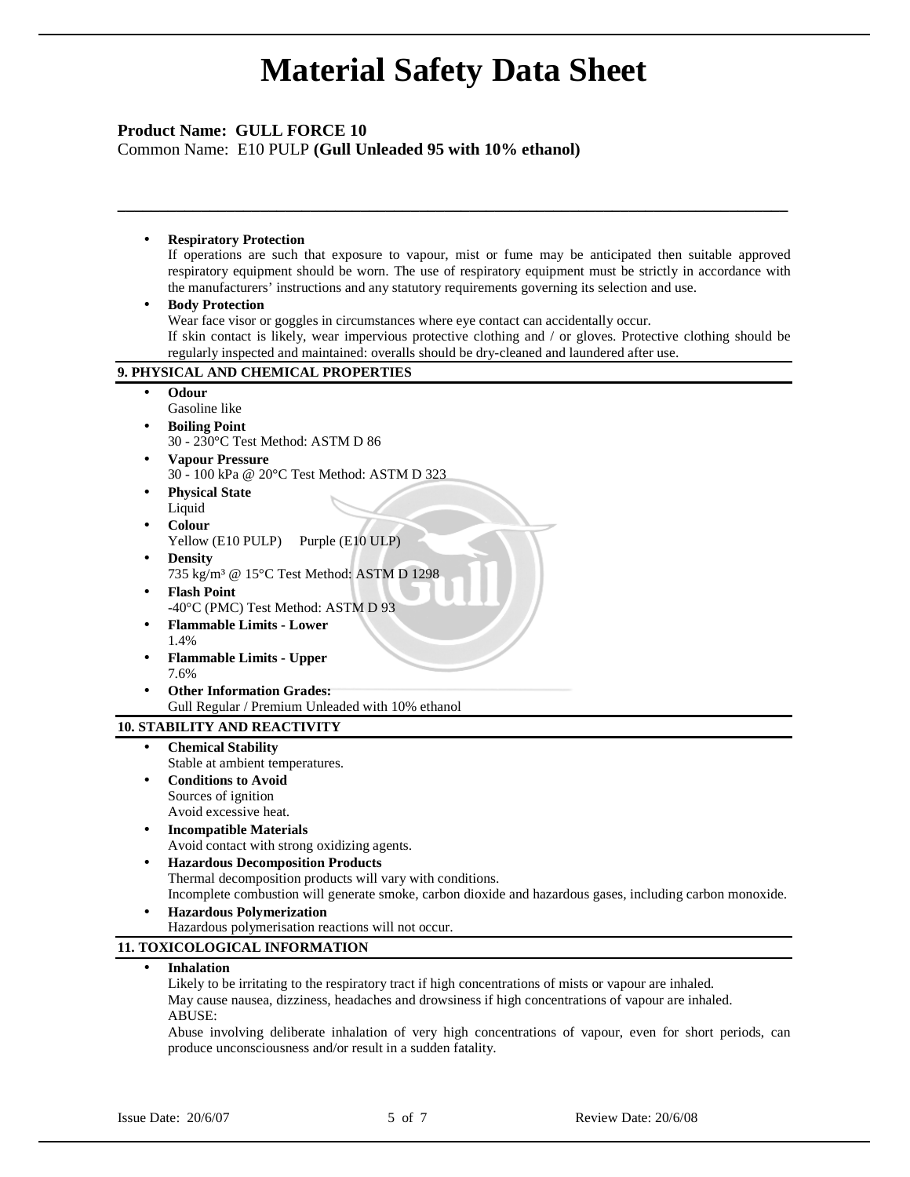# Material Safety Data Sheet

**Product Name: GULL FORCE 10**
Common Name: E10 PULP **(Gull Unleaded 95 with 10% ethanol)**

- **Respiratory Protection**
  If operations are such that exposure to vapour, mist or fume may be anticipated then suitable approved respiratory equipment should be worn. The use of respiratory equipment must be strictly in accordance with the manufacturers' instructions and any statutory requirements governing its selection and use.
- **Body Protection**
  Wear face visor or goggles in circumstances where eye contact can accidentally occur.
  If skin contact is likely, wear impervious protective clothing and / or gloves. Protective clothing should be regularly inspected and maintained: overalls should be dry-cleaned and laundered after use.

## 9. PHYSICAL AND CHEMICAL PROPERTIES

- **Odour**
  Gasoline like
- **Boiling Point**
  30 - 230°C Test Method: ASTM D 86
- **Vapour Pressure**
  30 - 100 kPa @ 20°C Test Method: ASTM D 323
- **Physical State**
  Liquid
- **Colour**
  Yellow (E10 PULP) Purple (E10 ULP)
- **Density**
  735 kg/m³ @ 15°C Test Method: ASTM D 1298
- **Flash Point**
  -40°C (PMC) Test Method: ASTM D 93
- **Flammable Limits - Lower**
  1.4%
- **Flammable Limits - Upper**
  7.6%
- **Other Information Grades:**
  Gull Regular / Premium Unleaded with 10% ethanol

## 10. STABILITY AND REACTIVITY

- **Chemical Stability**
  Stable at ambient temperatures.
- **Conditions to Avoid**
  Sources of ignition
  Avoid excessive heat.
- **Incompatible Materials**
  Avoid contact with strong oxidizing agents.
- **Hazardous Decomposition Products**
  Thermal decomposition products will vary with conditions.
  Incomplete combustion will generate smoke, carbon dioxide and hazardous gases, including carbon monoxide.
- **Hazardous Polymerization**
  Hazardous polymerisation reactions will not occur.

## 11. TOXICOLOGICAL INFORMATION

- **Inhalation**
  Likely to be irritating to the respiratory tract if high concentrations of mists or vapour are inhaled.
  May cause nausea, dizziness, headaches and drowsiness if high concentrations of vapour are inhaled.
  ABUSE:
  Abuse involving deliberate inhalation of very high concentrations of vapour, even for short periods, can produce unconsciousness and/or result in a sudden fatality.

Issue Date: 20/6/07 Review Date: 20/6/08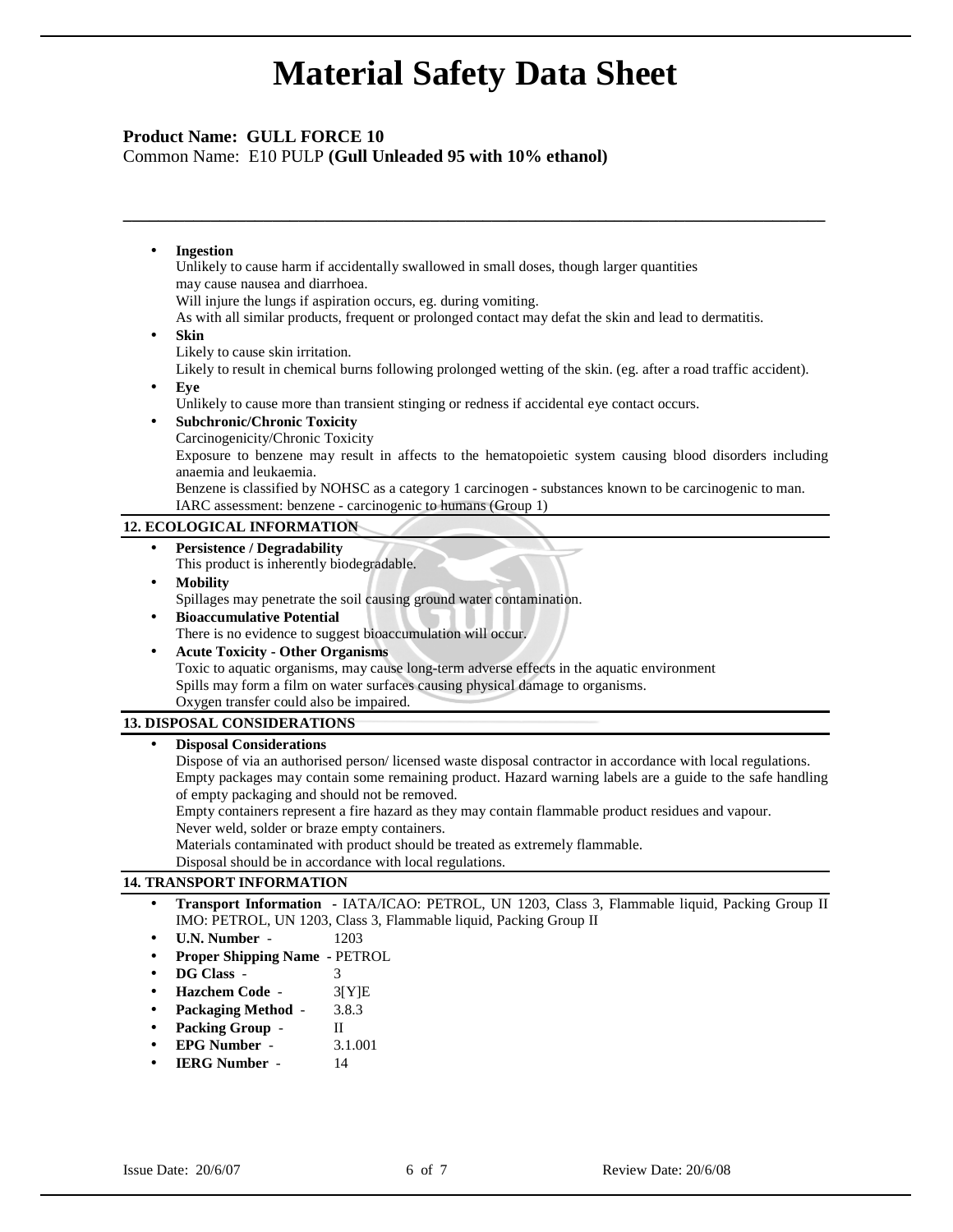# Material Safety Data Sheet

**Product Name: GULL FORCE 10**
Common Name: E10 PULP **(Gull Unleaded 95 with 10% ethanol)**

- **Ingestion**
  Unlikely to cause harm if accidentally swallowed in small doses, though larger quantities may cause nausea and diarrhoea.
  Will injure the lungs if aspiration occurs, eg. during vomiting.
  As with all similar products, frequent or prolonged contact may defat the skin and lead to dermatitis.
- **Skin**
  Likely to cause skin irritation.
  Likely to result in chemical burns following prolonged wetting of the skin. (eg. after a road traffic accident).
- **Eye**
  Unlikely to cause more than transient stinging or redness if accidental eye contact occurs.
- **Subchronic/Chronic Toxicity**
  Carcinogenicity/Chronic Toxicity
  Exposure to benzene may result in affects to the hematopoietic system causing blood disorders including anaemia and leukaemia.
  Benzene is classified by NOHSC as a category 1 carcinogen - substances known to be carcinogenic to man.
  IARC assessment: benzene - carcinogenic to humans (Group 1)

## 12. ECOLOGICAL INFORMATION

- **Persistence / Degradability**
  This product is inherently biodegradable.
- **Mobility**
  Spillages may penetrate the soil causing ground water contamination.
- **Bioaccumulative Potential**
  There is no evidence to suggest bioaccumulation will occur.
- **Acute Toxicity - Other Organisms**
  Toxic to aquatic organisms, may cause long-term adverse effects in the aquatic environment
  Spills may form a film on water surfaces causing physical damage to organisms.
  Oxygen transfer could also be impaired.

## 13. DISPOSAL CONSIDERATIONS

- **Disposal Considerations**
  Dispose of via an authorised person/ licensed waste disposal contractor in accordance with local regulations.
  Empty packages may contain some remaining product. Hazard warning labels are a guide to the safe handling of empty packaging and should not be removed.
  Empty containers represent a fire hazard as they may contain flammable product residues and vapour.
  Never weld, solder or braze empty containers.
  Materials contaminated with product should be treated as extremely flammable.
  Disposal should be in accordance with local regulations.

## 14. TRANSPORT INFORMATION

- **Transport Information** - IATA/ICAO: PETROL, UN 1203, Class 3, Flammable liquid, Packing Group II
  IMO: PETROL, UN 1203, Class 3, Flammable liquid, Packing Group II
- **U.N. Number** - 1203
- **Proper Shipping Name** - PETROL
- **DG Class** - 3
- **Hazchem Code** - 3[Y]E
- **Packaging Method** - 3.8.3
- **Packing Group** - II
- **EPG Number** - 3.1.001
- **IERG Number** - 14

Issue Date: 20/6/07 Review Date: 20/6/08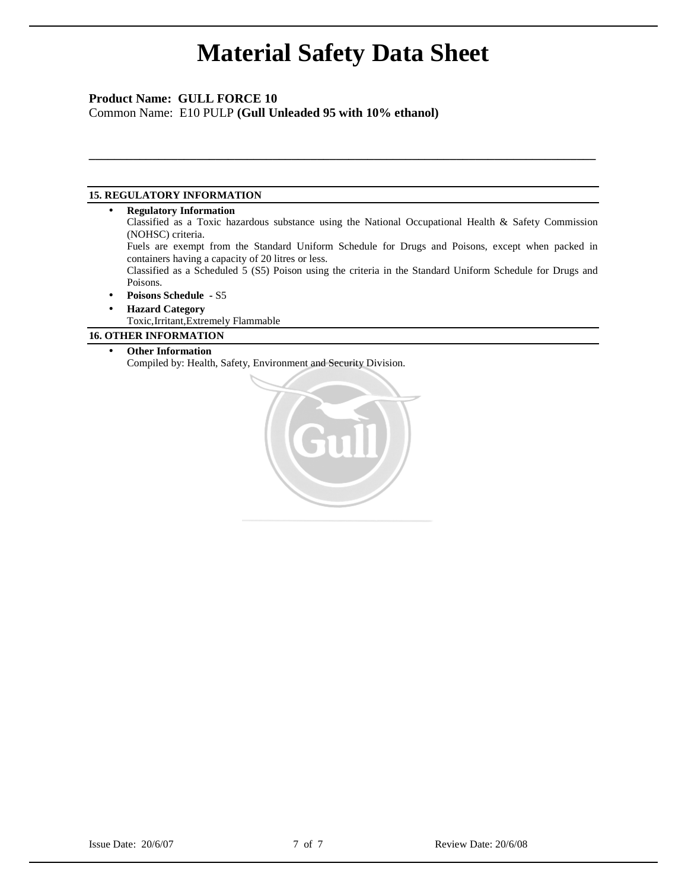# Material Safety Data Sheet

**Product Name: GULL FORCE 10**
Common Name: E10 PULP **(Gull Unleaded 95 with 10% ethanol)**

## 15. REGULATORY INFORMATION

- **Regulatory Information**
  Classified as a Toxic hazardous substance using the National Occupational Health & Safety Commission (NOHSC) criteria.
  Fuels are exempt from the Standard Uniform Schedule for Drugs and Poisons, except when packed in containers having a capacity of 20 litres or less.
  Classified as a Scheduled 5 (S5) Poison using the criteria in the Standard Uniform Schedule for Drugs and Poisons.
- **Poisons Schedule** - S5
- **Hazard Category**
  Toxic,Irritant,Extremely Flammable

## 16. OTHER INFORMATION

- **Other Information**
  Compiled by: Health, Safety, Environment and Security Division.

Issue Date: 20/6/07 Review Date: 20/6/08